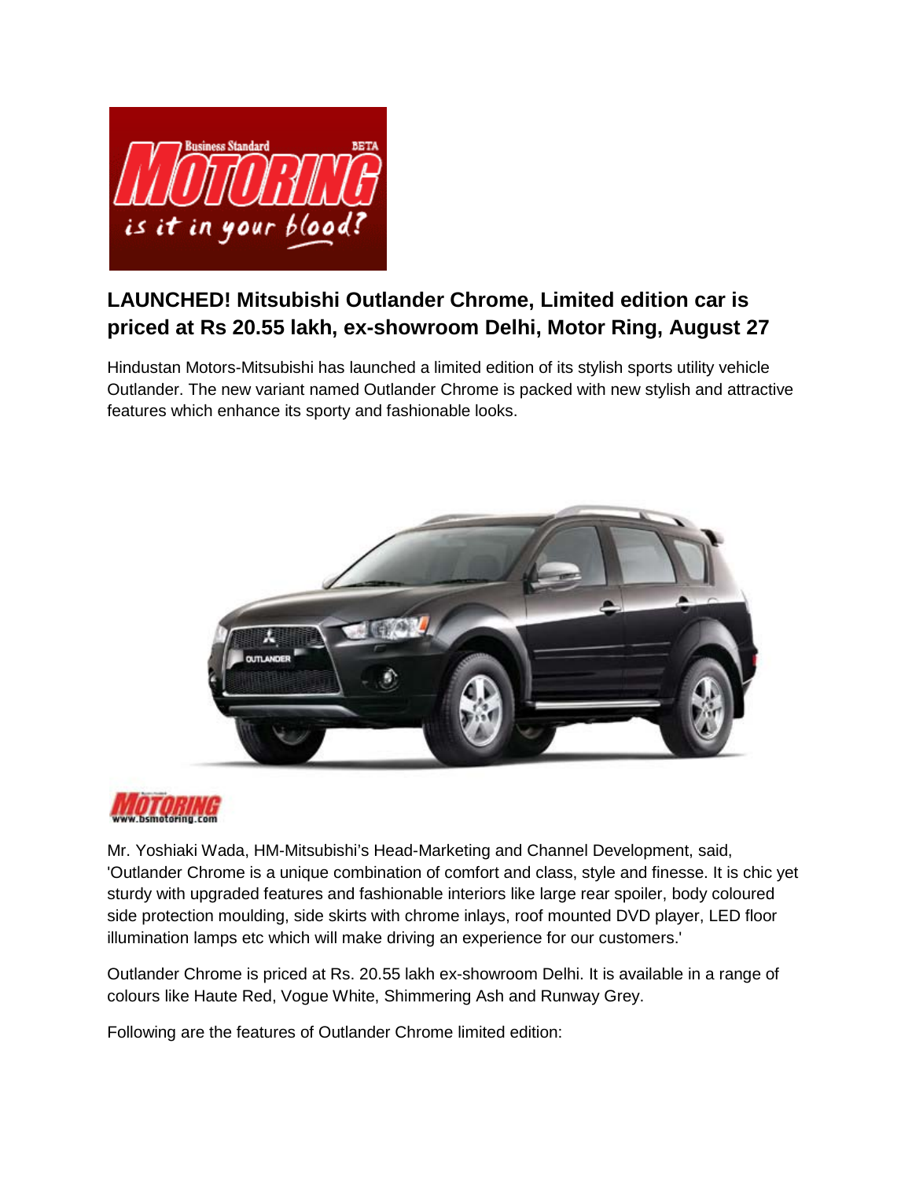## LAUNCHED! Mitsubishi Outlander Chrome, Limited edition car is priced at Rs 20.55 lakh, ex-showroom Delhi, Motor Ring, August 27

Hindustan Motors-Mitsubishi has launched a limited edition of its stylish sports utility vehicle Outlander. The new variant named Outlander Chrome is packed with new stylish and attractive features which enhance its sporty and fashionable looks.

Mr. Yoshiaki Wada, HM-Mitsubishi's Head-Marketing and Channel Development, said, 'Outlander Chrome is a unique combination of comfort and class, style and finesse. It is chic yet sturdy with upgraded features and fashionable interiors like large rear spoiler, body coloured side protection moulding, side skirts with chrome inlays, roof mounted DVD player, LED floor illumination lamps etc which will make driving an experience for our customers.'

Outlander Chrome is priced at Rs. 20.55 lakh ex-showroom Delhi. It is available in a range of colours like Haute Red, Vogue White, Shimmering Ash and Runway Grey.

Following are the features of Outlander Chrome limited edition: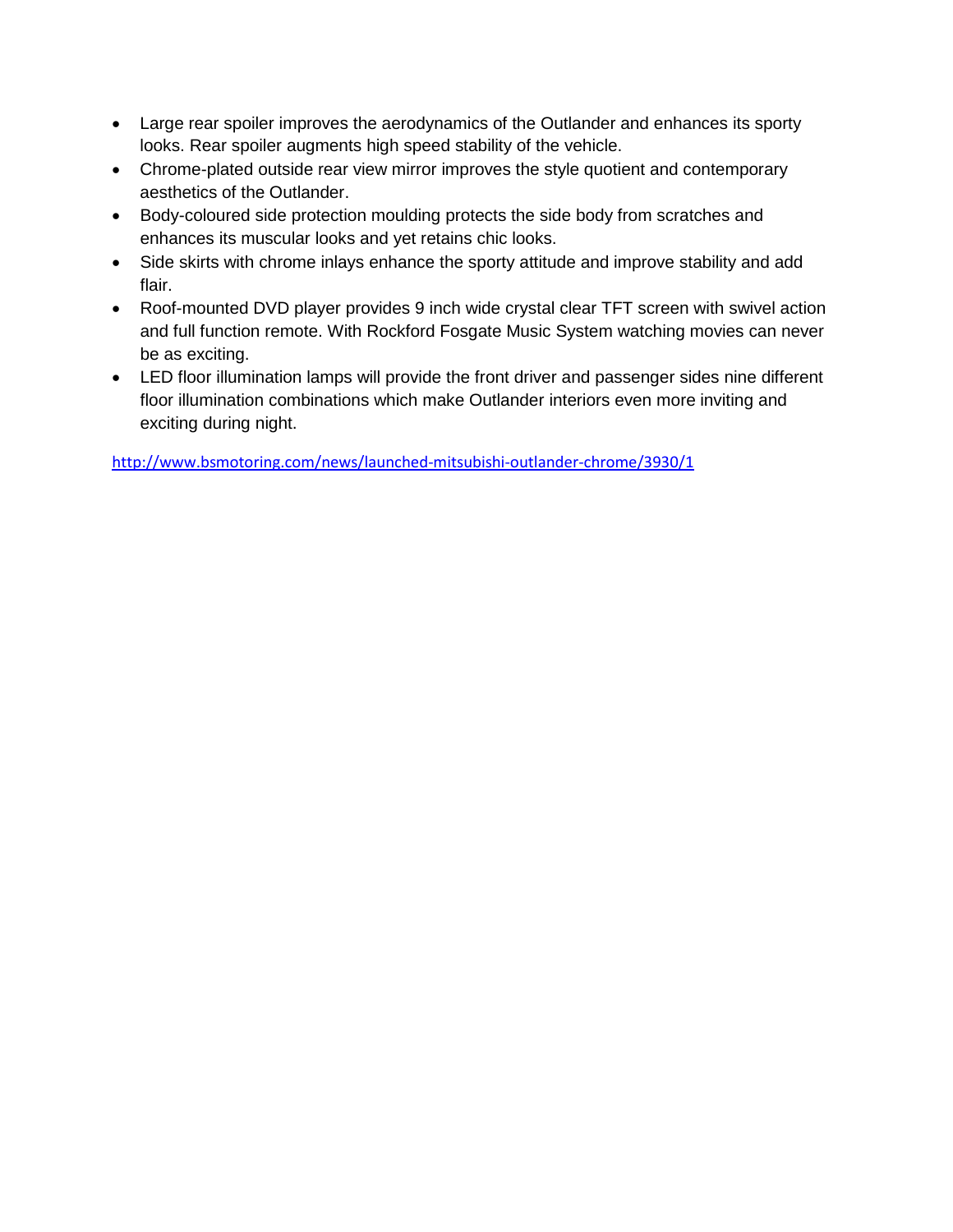- Large rear spoiler improves the aerodynamics of the Outlander and enhances its sporty looks. Rear spoiler augments high speed stability of the vehicle.
- Chrome-plated outside rear view mirror improves the style quotient and contemporary aesthetics of the Outlander.
- Body-coloured side protection moulding protects the side body from scratches and enhances its muscular looks and yet retains chic looks.
- Side skirts with chrome inlays enhance the sporty attitude and improve stability and add flair.
- Roof-mounted DVD player provides 9 inch wide crystal clear TFT screen with swivel action and full function remote. With Rockford Fosgate Music System watching movies can never be as exciting.
- LED floor illumination lamps will provide the front driver and passenger sides nine different floor illumination combinations which make Outlander interiors even more inviting and exciting during night.

http://www.bsmotoring.com/news/launched-mitsubishi-outlander-chrome/3930/1